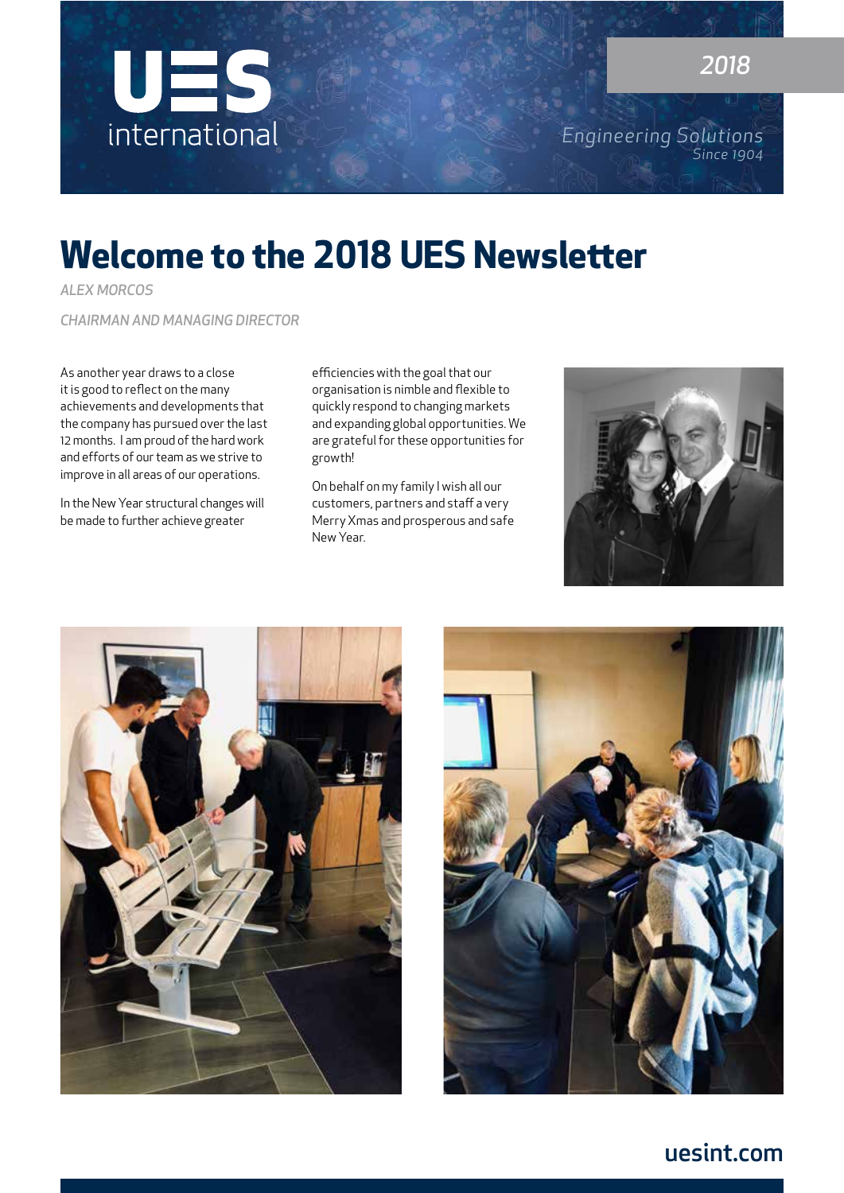UES international

2018

Engineering Solutions
Since 1904

# Welcome to the 2018 UES Newsletter

*ALEX MORCOS*

*CHAIRMAN AND MANAGING DIRECTOR*

As another year draws to a close it is good to reflect on the many achievements and developments that the company has pursued over the last 12 months. I am proud of the hard work and efforts of our team as we strive to improve in all areas of our operations.

In the New Year structural changes will be made to further achieve greater efficiencies with the goal that our organisation is nimble and flexible to quickly respond to changing markets and expanding global opportunities. We are grateful for these opportunities for growth!

On behalf on my family I wish all our customers, partners and staff a very Merry Xmas and prosperous and safe New Year.

uesint.com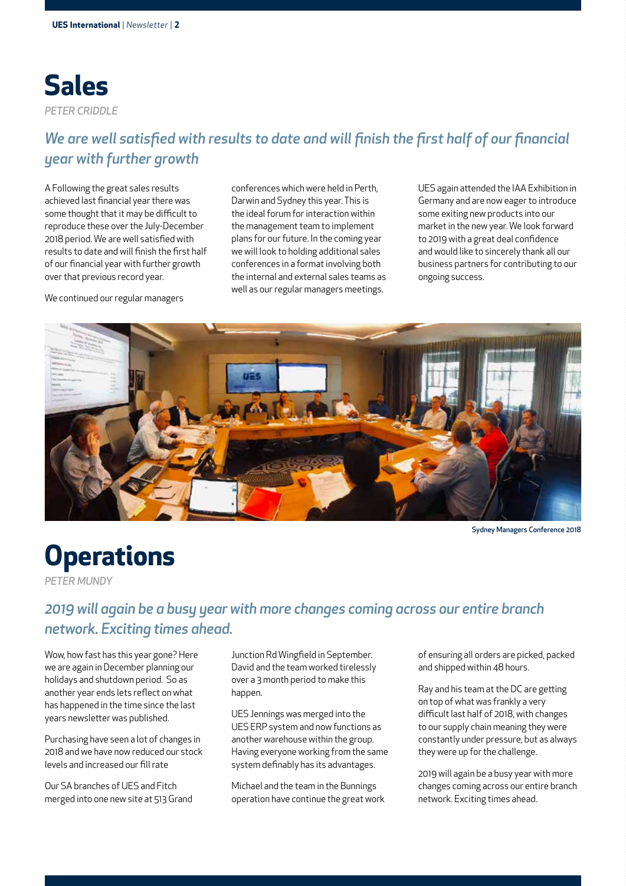# Sales

*PETER CRIDDLE*

## *We are well satisfied with results to date and will finish the first half of our financial year with further growth*

A Following the great sales results achieved last financial year there was some thought that it may be difficult to reproduce these over the July-December 2018 period. We are well satisfied with results to date and will finish the first half of our financial year with further growth over that previous record year.

We continued our regular managers conferences which were held in Perth, Darwin and Sydney this year. This is the ideal forum for interaction within the management team to implement plans for our future. In the coming year we will look to holding additional sales conferences in a format involving both the internal and external sales teams as well as our regular managers meetings.

UES again attended the IAA Exhibition in Germany and are now eager to introduce some exiting new products into our market in the new year. We look forward to 2019 with a great deal confidence and would like to sincerely thank all our business partners for contributing to our ongoing success.

Sydney Managers Conference 2018

# Operations

*PETER MUNDY*

## *2019 will again be a busy year with more changes coming across our entire branch network. Exciting times ahead.*

Wow, how fast has this year gone? Here we are again in December planning our holidays and shutdown period. So as another year ends lets reflect on what has happened in the time since the last years newsletter was published.

Purchasing have seen a lot of changes in 2018 and we have now reduced our stock levels and increased our fill rate

Our SA branches of UES and Fitch merged into one new site at 513 Grand Junction Rd Wingfield in September. David and the team worked tirelessly over a 3 month period to make this happen.

UES Jennings was merged into the UES ERP system and now functions as another warehouse within the group. Having everyone working from the same system definably has its advantages.

Michael and the team in the Bunnings operation have continue the great work of ensuring all orders are picked, packed and shipped within 48 hours.

Ray and his team at the DC are getting on top of what was frankly a very difficult last half of 2018, with changes to our supply chain meaning they were constantly under pressure, but as always they were up for the challenge.

2019 will again be a busy year with more changes coming across our entire branch network. Exciting times ahead.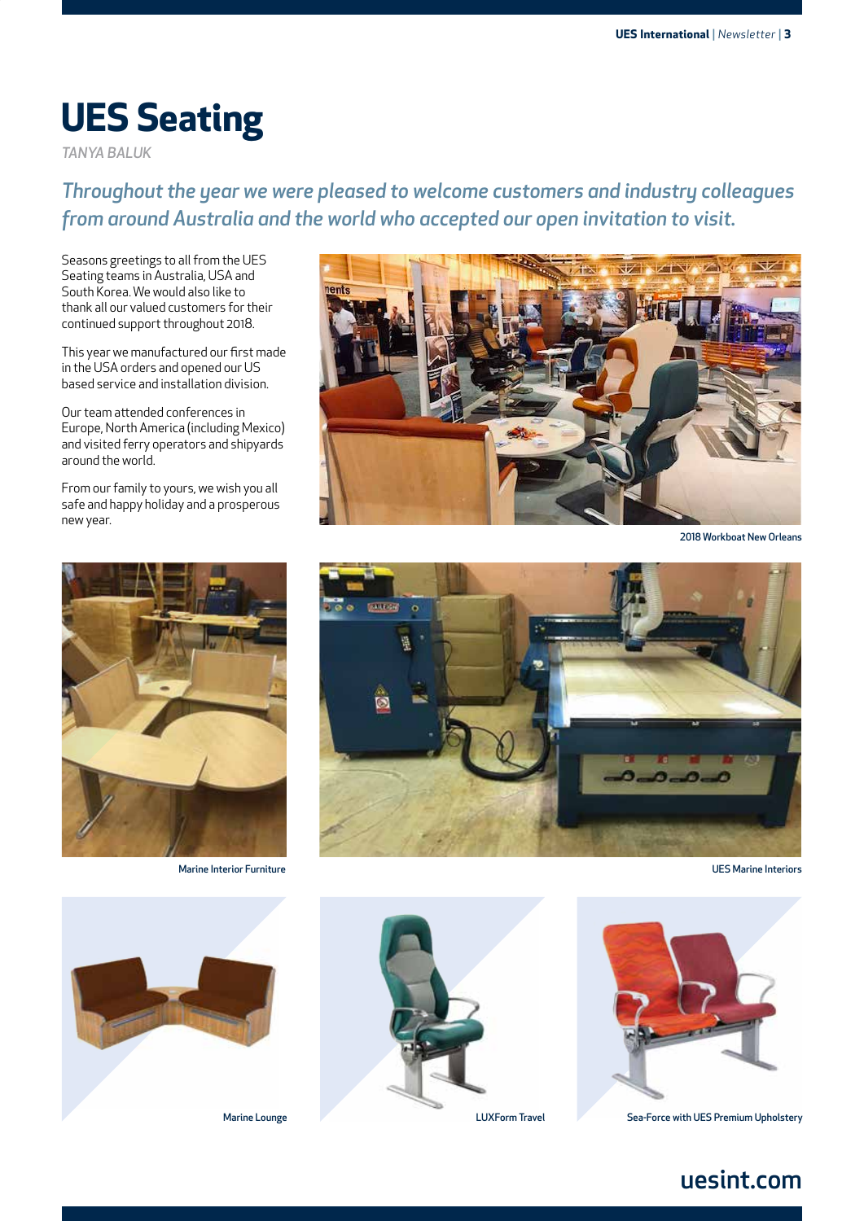# UES Seating

*TANYA BALUK*

*Throughout the year we were pleased to welcome customers and industry colleagues from around Australia and the world who accepted our open invitation to visit.*

Seasons greetings to all from the UES Seating teams in Australia, USA and South Korea. We would also like to thank all our valued customers for their continued support throughout 2018.

This year we manufactured our first made in the USA orders and opened our US based service and installation division.

Our team attended conferences in Europe, North America (including Mexico) and visited ferry operators and shipyards around the world.

From our family to yours, we wish you all safe and happy holiday and a prosperous new year.

2018 Workboat New Orleans

Marine Interior Furniture

UES Marine Interiors

Marine Lounge

LUXForm Travel

Sea-Force with UES Premium Upholstery

uesint.com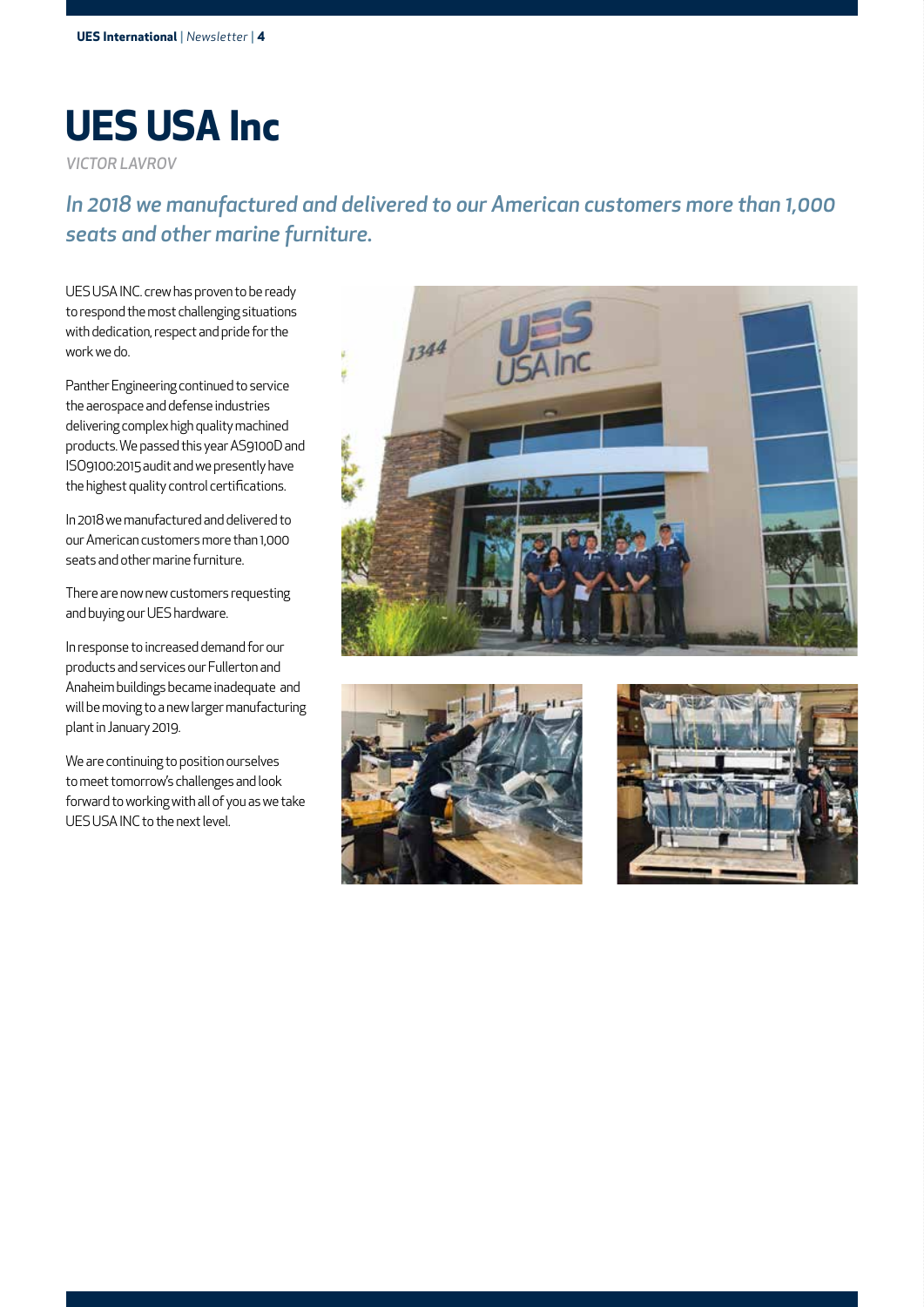# UES USA Inc

*VICTOR LAVROV*

*In 2018 we manufactured and delivered to our American customers more than 1,000 seats and other marine furniture.*

UES USA INC. crew has proven to be ready to respond the most challenging situations with dedication, respect and pride for the work we do.

Panther Engineering continued to service the aerospace and defense industries delivering complex high quality machined products. We passed this year AS9100D and ISO9100:2015 audit and we presently have the highest quality control certifications.

In 2018 we manufactured and delivered to our American customers more than 1,000 seats and other marine furniture.

There are now new customers requesting and buying our UES hardware.

In response to increased demand for our products and services our Fullerton and Anaheim buildings became inadequate and will be moving to a new larger manufacturing plant in January 2019.

We are continuing to position ourselves to meet tomorrow's challenges and look forward to working with all of you as we take UES USA INC to the next level.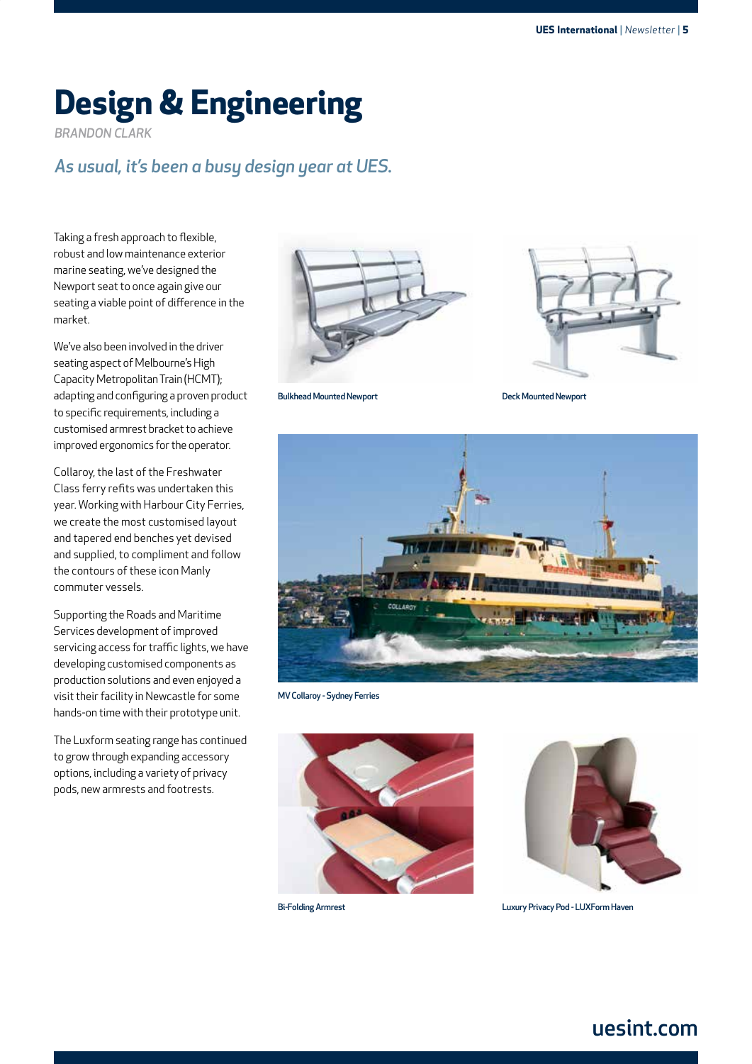# Design & Engineering

*BRANDON CLARK*

## *As usual, it's been a busy design year at UES.*

Taking a fresh approach to flexible, robust and low maintenance exterior marine seating, we've designed the Newport seat to once again give our seating a viable point of difference in the market.

We've also been involved in the driver seating aspect of Melbourne's High Capacity Metropolitan Train (HCMT); adapting and configuring a proven product to specific requirements, including a customised armrest bracket to achieve improved ergonomics for the operator.

Collaroy, the last of the Freshwater Class ferry refits was undertaken this year. Working with Harbour City Ferries, we create the most customised layout and tapered end benches yet devised and supplied, to compliment and follow the contours of these icon Manly commuter vessels.

Supporting the Roads and Maritime Services development of improved servicing access for traffic lights, we have developing customised components as production solutions and even enjoyed a visit their facility in Newcastle for some hands-on time with their prototype unit.

The Luxform seating range has continued to grow through expanding accessory options, including a variety of privacy pods, new armrests and footrests.

Bulkhead Mounted Newport

Deck Mounted Newport

MV Collaroy - Sydney Ferries

Bi-Folding Armrest

Luxury Privacy Pod - LUXForm Haven

uesint.com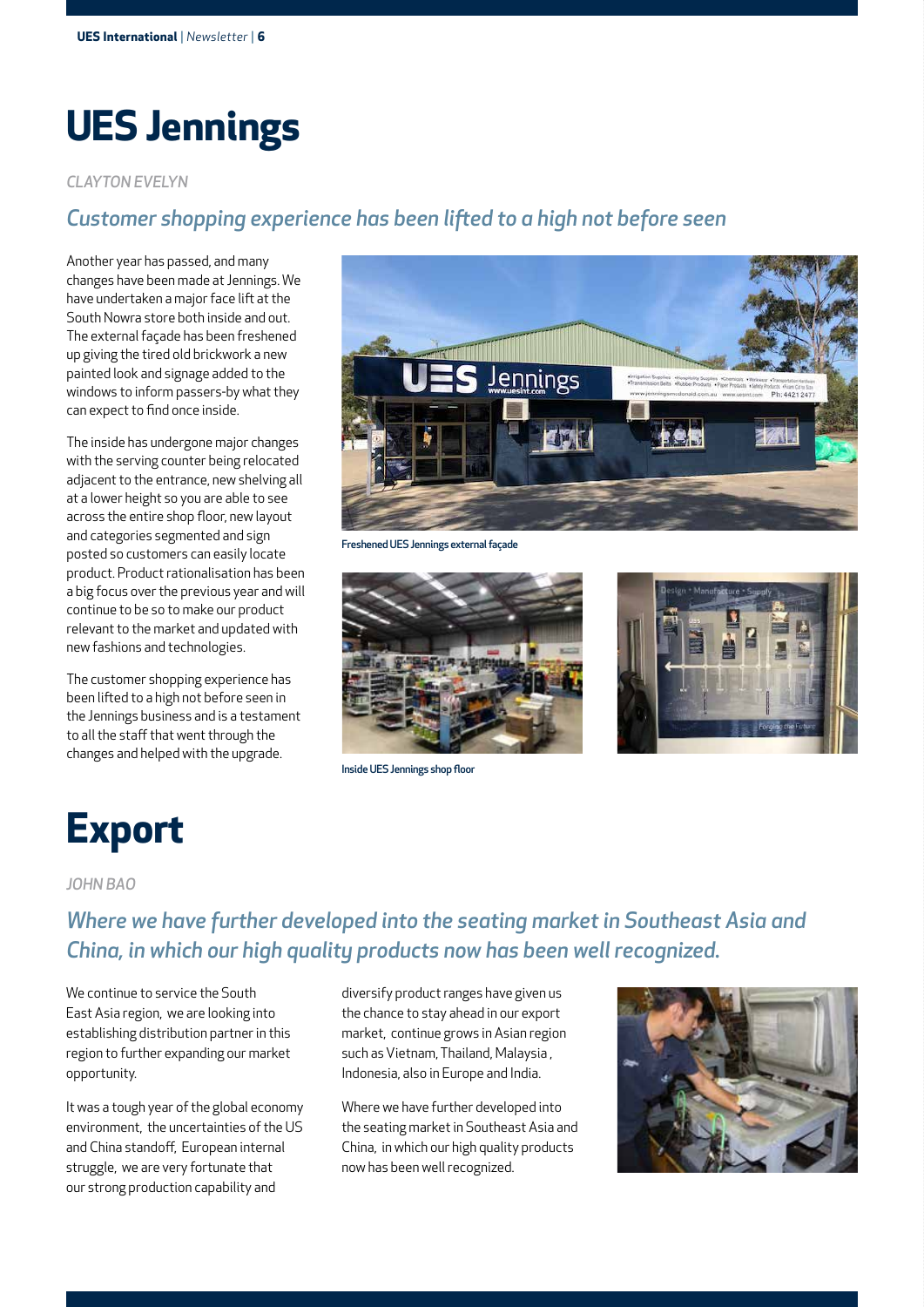# UES Jennings

*CLAYTON EVELYN*

## *Customer shopping experience has been lifted to a high not before seen*

Another year has passed, and many changes have been made at Jennings. We have undertaken a major face lift at the South Nowra store both inside and out. The external façade has been freshened up giving the tired old brickwork a new painted look and signage added to the windows to inform passers-by what they can expect to find once inside.

The inside has undergone major changes with the serving counter being relocated adjacent to the entrance, new shelving all at a lower height so you are able to see across the entire shop floor, new layout and categories segmented and sign posted so customers can easily locate product. Product rationalisation has been a big focus over the previous year and will continue to be so to make our product relevant to the market and updated with new fashions and technologies.

The customer shopping experience has been lifted to a high not before seen in the Jennings business and is a testament to all the staff that went through the changes and helped with the upgrade.

Freshened UES Jennings external façade

Inside UES Jennings shop floor

# Export

*JOHN BAO*

## *Where we have further developed into the seating market in Southeast Asia and China, in which our high quality products now has been well recognized.*

We continue to service the South East Asia region, we are looking into establishing distribution partner in this region to further expanding our market opportunity.

It was a tough year of the global economy environment, the uncertainties of the US and China standoff, European internal struggle, we are very fortunate that our strong production capability and diversify product ranges have given us the chance to stay ahead in our export market, continue grows in Asian region such as Vietnam, Thailand, Malaysia , Indonesia, also in Europe and India.

Where we have further developed into the seating market in Southeast Asia and China, in which our high quality products now has been well recognized.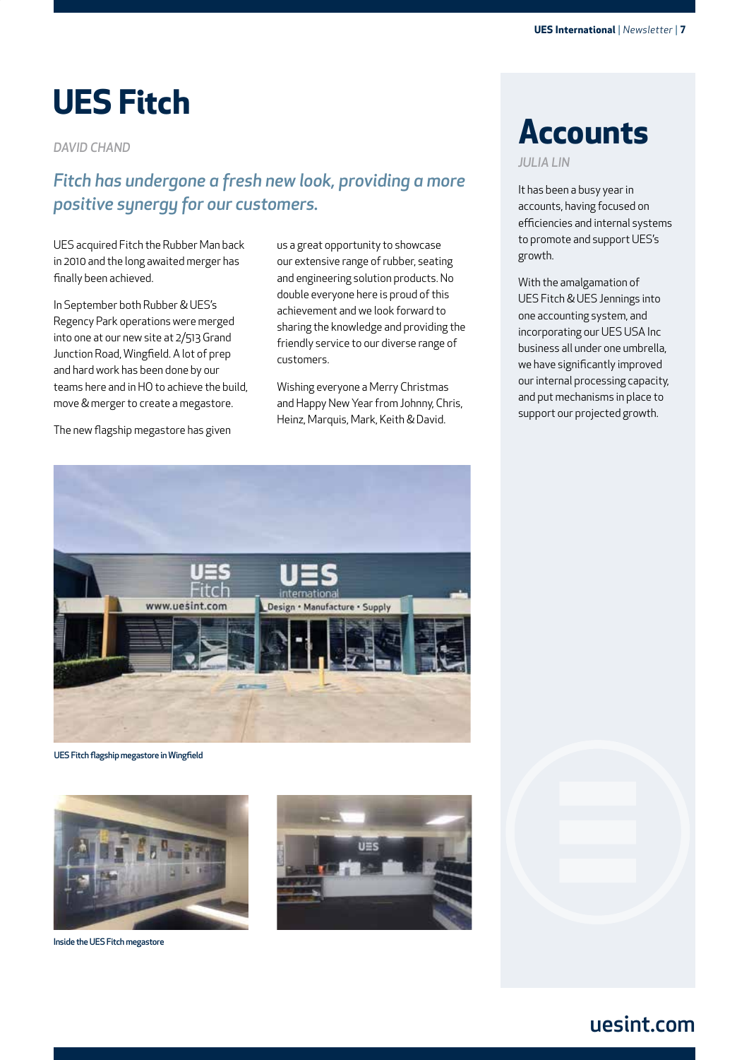# UES Fitch

*DAVID CHAND*

*Fitch has undergone a fresh new look, providing a more positive synergy for our customers.*

UES acquired Fitch the Rubber Man back in 2010 and the long awaited merger has finally been achieved.

In September both Rubber & UES's Regency Park operations were merged into one at our new site at 2/513 Grand Junction Road, Wingfield. A lot of prep and hard work has been done by our teams here and in HO to achieve the build, move & merger to create a megastore.

The new flagship megastore has given us a great opportunity to showcase our extensive range of rubber, seating and engineering solution products. No double everyone here is proud of this achievement and we look forward to sharing the knowledge and providing the friendly service to our diverse range of customers.

Wishing everyone a Merry Christmas and Happy New Year from Johnny, Chris, Heinz, Marquis, Mark, Keith & David.

UES Fitch flagship megastore in Wingfield

Inside the UES Fitch megastore

# Accounts

*JULIA LIN*

It has been a busy year in accounts, having focused on efficiencies and internal systems to promote and support UES's growth.

With the amalgamation of UES Fitch & UES Jennings into one accounting system, and incorporating our UES USA Inc business all under one umbrella, we have significantly improved our internal processing capacity, and put mechanisms in place to support our projected growth.

uesint.com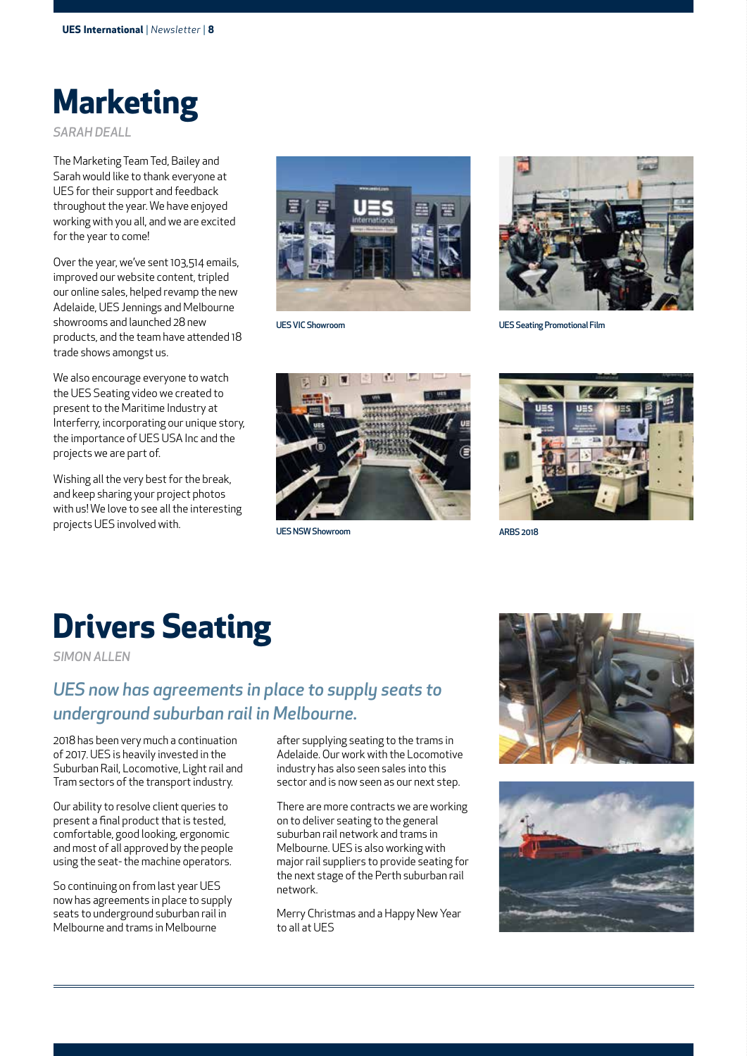# Marketing

*SARAH DEALL*

The Marketing Team Ted, Bailey and Sarah would like to thank everyone at UES for their support and feedback throughout the year. We have enjoyed working with you all, and we are excited for the year to come!

Over the year, we've sent 103,514 emails, improved our website content, tripled our online sales, helped revamp the new Adelaide, UES Jennings and Melbourne showrooms and launched 28 new products, and the team have attended 18 trade shows amongst us.

We also encourage everyone to watch the UES Seating video we created to present to the Maritime Industry at Interferry, incorporating our unique story, the importance of UES USA Inc and the projects we are part of.

Wishing all the very best for the break, and keep sharing your project photos with us! We love to see all the interesting projects UES involved with.

UES VIC Showroom

UES Seating Promotional Film

UES NSW Showroom

ARBS 2018

# Drivers Seating

*SIMON ALLEN*

## *UES now has agreements in place to supply seats to underground suburban rail in Melbourne.*

2018 has been very much a continuation of 2017. UES is heavily invested in the Suburban Rail, Locomotive, Light rail and Tram sectors of the transport industry.

Our ability to resolve client queries to present a final product that is tested, comfortable, good looking, ergonomic and most of all approved by the people using the seat- the machine operators.

So continuing on from last year UES now has agreements in place to supply seats to underground suburban rail in Melbourne and trams in Melbourne after supplying seating to the trams in Adelaide. Our work with the Locomotive industry has also seen sales into this sector and is now seen as our next step.

There are more contracts we are working on to deliver seating to the general suburban rail network and trams in Melbourne. UES is also working with major rail suppliers to provide seating for the next stage of the Perth suburban rail network.

Merry Christmas and a Happy New Year to all at UES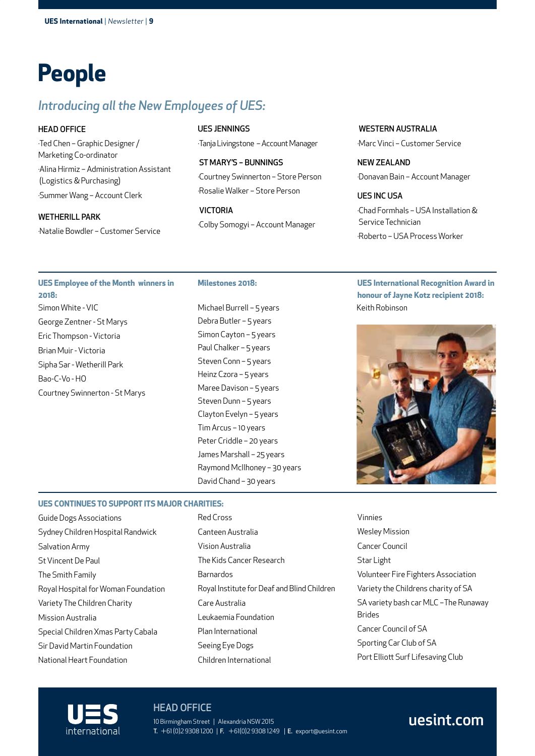# People

## *Introducing all the New Employees of UES:*

### HEAD OFFICE

- Ted Chen – Graphic Designer / Marketing Co-ordinator
- Alina Hirmiz – Administration Assistant (Logistics & Purchasing)
- Summer Wang – Account Clerk

### WETHERILL PARK

- Natalie Bowdler – Customer Service

### UES JENNINGS

- Tanja Livingstone – Account Manager

### ST MARY'S – BUNNINGS

- Courtney Swinnerton – Store Person
- Rosalie Walker – Store Person

### VICTORIA

- Colby Somogyi – Account Manager

### WESTERN AUSTRALIA

- Marc Vinci – Customer Service

### NEW ZEALAND

- Donavan Bain – Account Manager

### UES INC USA

- Chad Formhals – USA Installation & Service Technician
- Roberto – USA Process Worker

### UES Employee of the Month winners in 2018:

Simon White - VIC
George Zentner - St Marys
Eric Thompson - Victoria
Brian Muir - Victoria
Sipha Sar - Wetherill Park
Bao-C-Vo - HO
Courtney Swinnerton - St Marys

### Milestones 2018:

Michael Burrell – 5 years
Debra Butler – 5 years
Simon Cayton – 5 years
Paul Chalker – 5 years
Steven Conn – 5 years
Heinz Czora – 5 years
Maree Davison – 5 years
Steven Dunn – 5 years
Clayton Evelyn – 5 years
Tim Arcus – 10 years
Peter Criddle – 20 years
James Marshall – 25 years
Raymond McIlhoney – 30 years
David Chand – 30 years

### UES International Recognition Award in honour of Jayne Kotz recipient 2018:

Keith Robinson

### UES CONTINUES TO SUPPORT ITS MAJOR CHARITIES:

Guide Dogs Associations
Sydney Children Hospital Randwick
Salvation Army
St Vincent De Paul
The Smith Family
Royal Hospital for Woman Foundation
Variety The Children Charity
Mission Australia
Special Children Xmas Party Cabala
Sir David Martin Foundation
National Heart Foundation
Red Cross
Canteen Australia
Vision Australia
The Kids Cancer Research
Barnardos
Royal Institute for Deaf and Blind Children
Care Australia
Leukaemia Foundation
Plan International
Seeing Eye Dogs
Children International
Vinnies
Wesley Mission
Cancer Council
Star Light
Volunteer Fire Fighters Association
Variety the Childrens charity of SA
SA variety bash car MLC – The Runaway Brides
Cancer Council of SA
Sporting Car Club of SA
Port Elliott Surf Lifesaving Club

UES international

HEAD OFFICE
10 Birmingham Street | Alexandria NSW 2015
T. +61 (0)2 9308 1200 | F. +61(0)2 9308 1249 | E. export@uesint.com

uesint.com